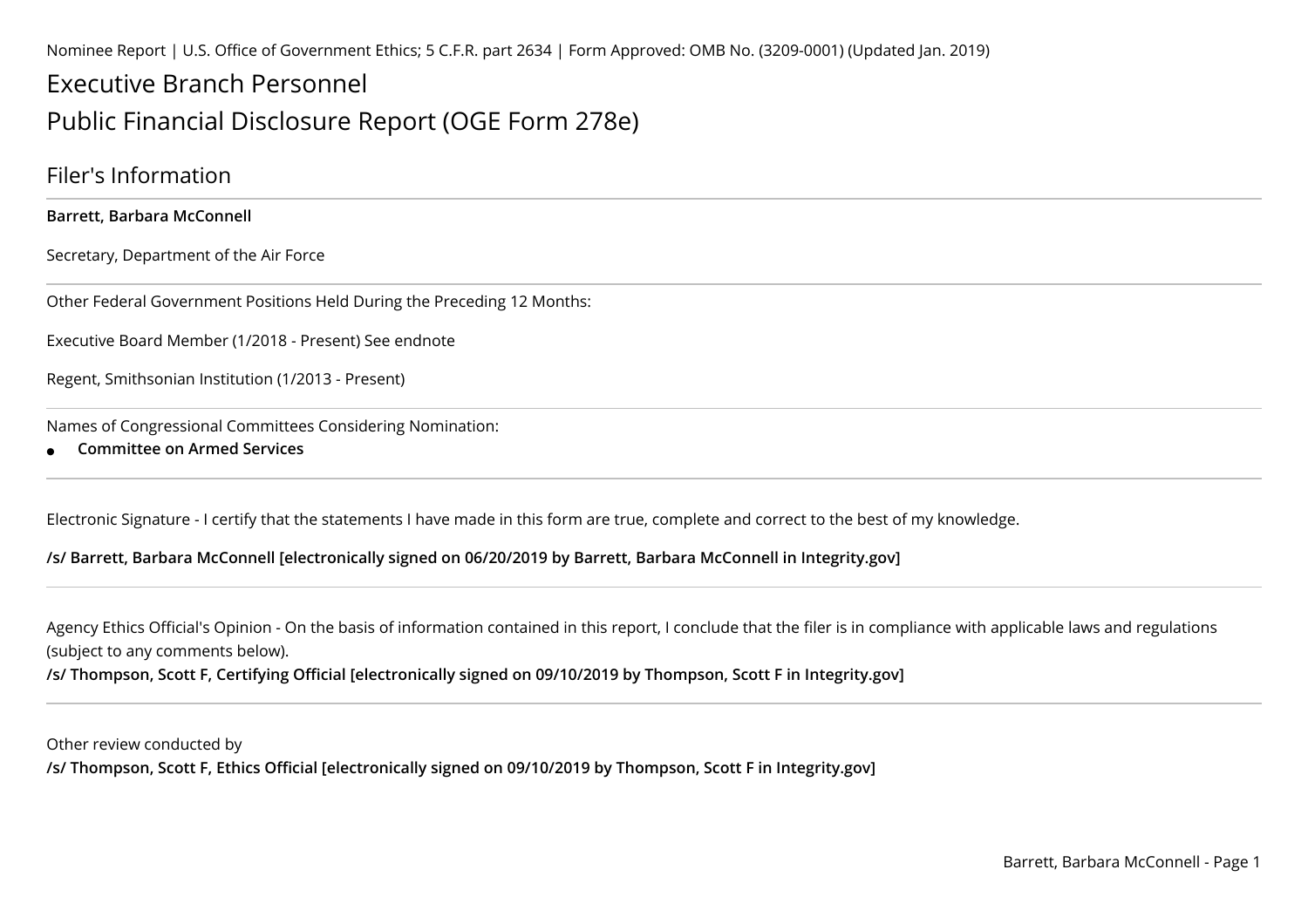Nominee Report | U.S. Office of Government Ethics; 5 C.F.R. part 2634 | Form Approved: OMB No. (3209-0001) (Updated Jan. 2019)

# Executive Branch Personnel

# Public Financial Disclosure Report (OGE Form 278e)

## Filer's Information

**Barrett, Barbara McConnell**

Secretary, Department of the Air Force

---

Other Federal Government Positions Held During the Preceding 12 Months:

Executive Board Member (1/2018 - Present) See endnote

Regent, Smithsonian Institution (1/2013 - Present)

---

Names of Congressional Committees Considering Nomination:

- **Committee on Armed Services**

---

Electronic Signature - I certify that the statements I have made in this form are true, complete and correct to the best of my knowledge.

**/s/ Barrett, Barbara McConnell [electronically signed on 06/20/2019 by Barrett, Barbara McConnell in Integrity.gov]**

---

Agency Ethics Official's Opinion - On the basis of information contained in this report, I conclude that the filer is in compliance with applicable laws and regulations (subject to any comments below).

**/s/ Thompson, Scott F, Certifying Official [electronically signed on 09/10/2019 by Thompson, Scott F in Integrity.gov]**

---

Other review conducted by

**/s/ Thompson, Scott F, Ethics Official [electronically signed on 09/10/2019 by Thompson, Scott F in Integrity.gov]**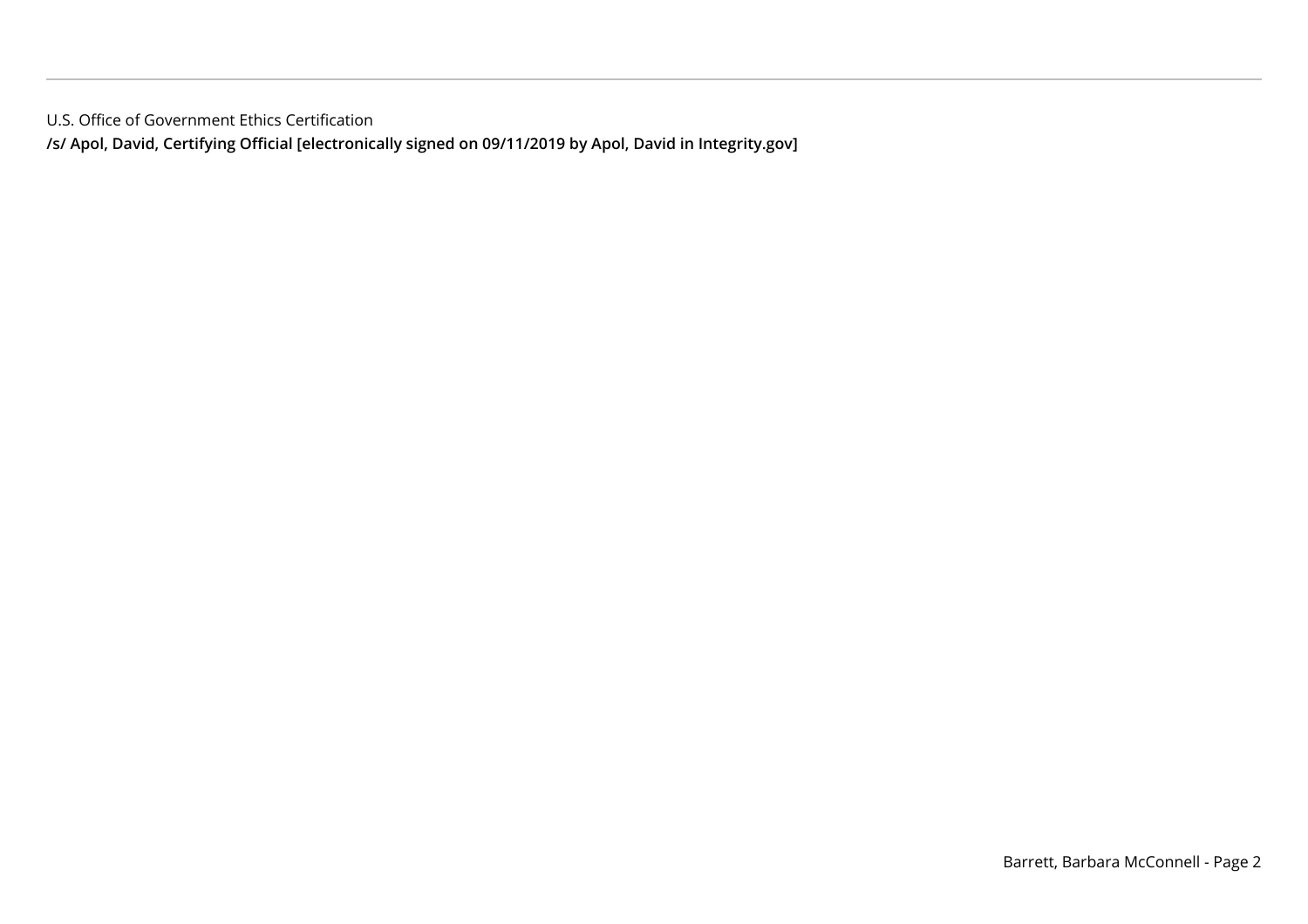U.S. Office of Government Ethics Certification

**/s/ Apol, David, Certifying Official [electronically signed on 09/11/2019 by Apol, David in Integrity.gov]**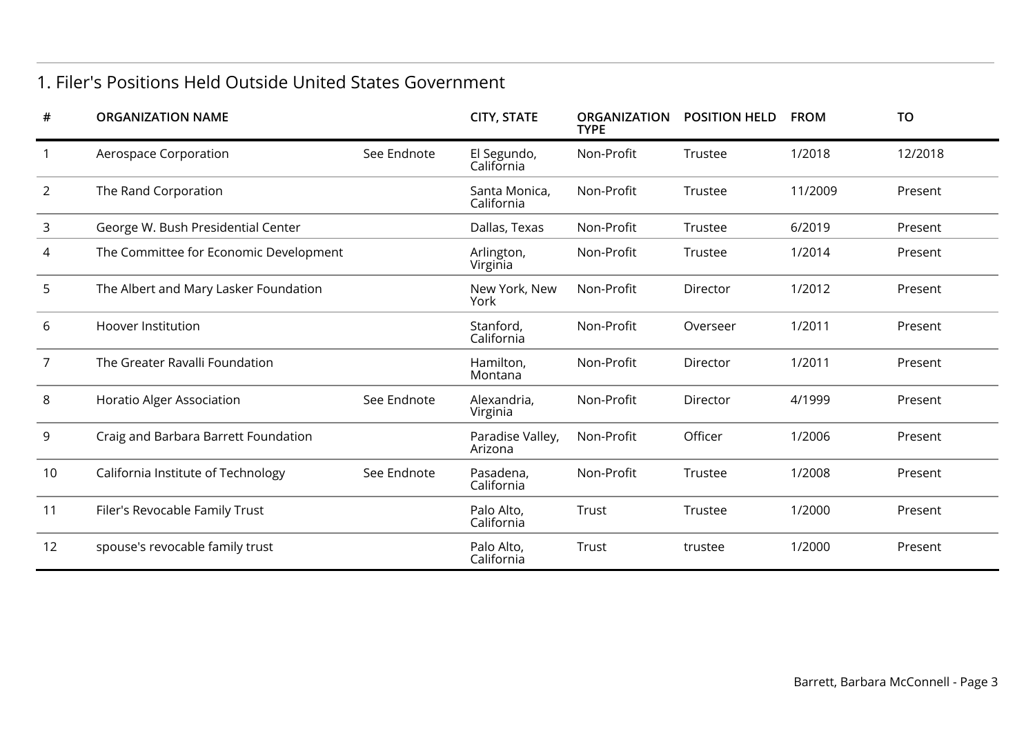## 1. Filer's Positions Held Outside United States Government

| # | ORGANIZATION NAME | | CITY, STATE | ORGANIZATION TYPE | POSITION HELD | FROM | TO |
|---|---|---|---|---|---|---|---|
| 1 | Aerospace Corporation | See Endnote | El Segundo, California | Non-Profit | Trustee | 1/2018 | 12/2018 |
| 2 | The Rand Corporation | | Santa Monica, California | Non-Profit | Trustee | 11/2009 | Present |
| 3 | George W. Bush Presidential Center | | Dallas, Texas | Non-Profit | Trustee | 6/2019 | Present |
| 4 | The Committee for Economic Development | | Arlington, Virginia | Non-Profit | Trustee | 1/2014 | Present |
| 5 | The Albert and Mary Lasker Foundation | | New York, New York | Non-Profit | Director | 1/2012 | Present |
| 6 | Hoover Institution | | Stanford, California | Non-Profit | Overseer | 1/2011 | Present |
| 7 | The Greater Ravalli Foundation | | Hamilton, Montana | Non-Profit | Director | 1/2011 | Present |
| 8 | Horatio Alger Association | See Endnote | Alexandria, Virginia | Non-Profit | Director | 4/1999 | Present |
| 9 | Craig and Barbara Barrett Foundation | | Paradise Valley, Arizona | Non-Profit | Officer | 1/2006 | Present |
| 10 | California Institute of Technology | See Endnote | Pasadena, California | Non-Profit | Trustee | 1/2008 | Present |
| 11 | Filer's Revocable Family Trust | | Palo Alto, California | Trust | Trustee | 1/2000 | Present |
| 12 | spouse's revocable family trust | | Palo Alto, California | Trust | trustee | 1/2000 | Present |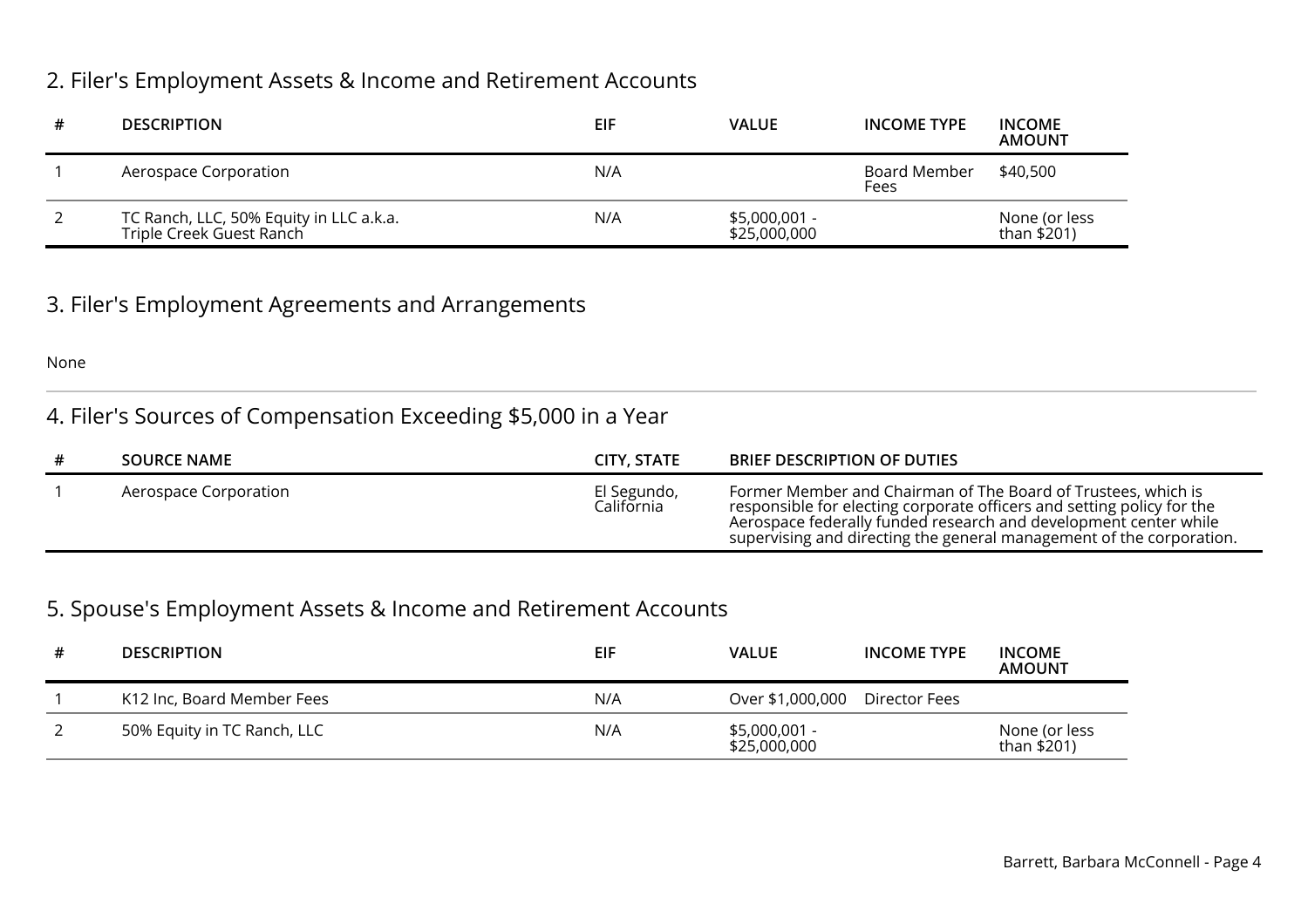## 2. Filer's Employment Assets & Income and Retirement Accounts

| # | DESCRIPTION | EIF | VALUE | INCOME TYPE | INCOME AMOUNT |
|---|---|---|---|---|---|
| 1 | Aerospace Corporation | N/A | | Board Member Fees | $40,500 |
| 2 | TC Ranch, LLC, 50% Equity in LLC a.k.a. Triple Creek Guest Ranch | N/A | $5,000,001 - $25,000,000 | | None (or less than $201) |

## 3. Filer's Employment Agreements and Arrangements

None

## 4. Filer's Sources of Compensation Exceeding $5,000 in a Year

| # | SOURCE NAME | CITY, STATE | BRIEF DESCRIPTION OF DUTIES |
|---|---|---|---|
| 1 | Aerospace Corporation | El Segundo, California | Former Member and Chairman of The Board of Trustees, which is responsible for electing corporate officers and setting policy for the Aerospace federally funded research and development center while supervising and directing the general management of the corporation. |

## 5. Spouse's Employment Assets & Income and Retirement Accounts

| # | DESCRIPTION | EIF | VALUE | INCOME TYPE | INCOME AMOUNT |
|---|---|---|---|---|---|
| 1 | K12 Inc, Board Member Fees | N/A | Over $1,000,000 | Director Fees | |
| 2 | 50% Equity in TC Ranch, LLC | N/A | $5,000,001 - $25,000,000 | | None (or less than $201) |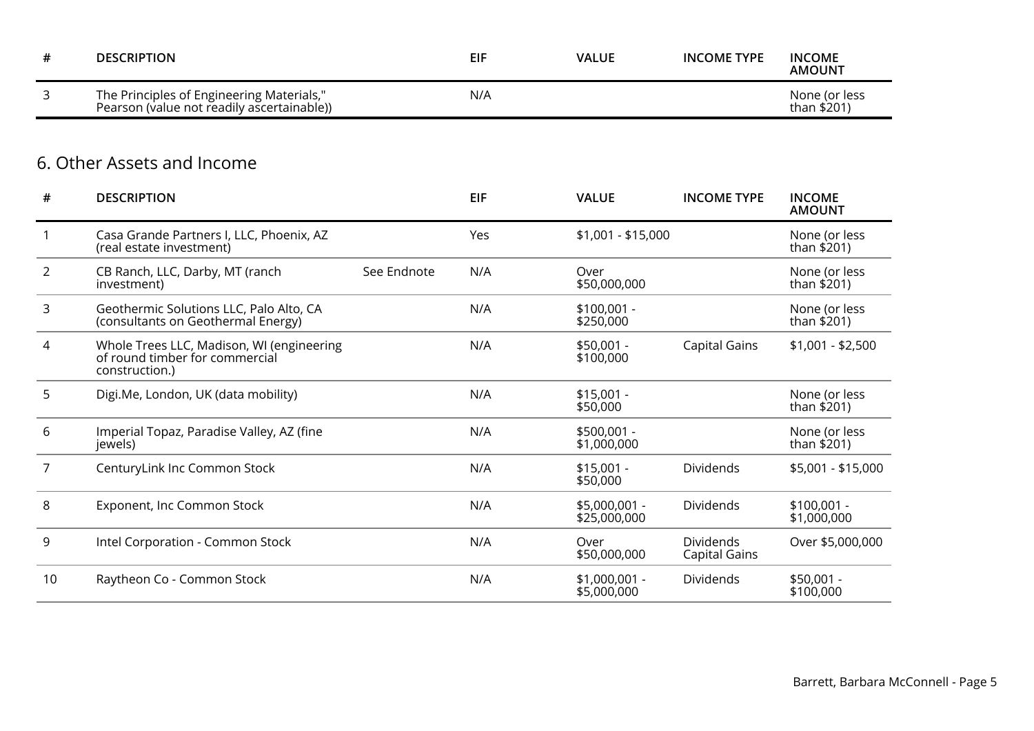| # | DESCRIPTION | | EIF | VALUE | INCOME TYPE | INCOME AMOUNT |
|---|---|---|---|---|---|---|
| 3 | The Principles of Engineering Materials," Pearson (value not readily ascertainable)) | | N/A | | | None (or less than $201) |

## 6. Other Assets and Income

| # | DESCRIPTION | | EIF | VALUE | INCOME TYPE | INCOME AMOUNT |
|---|---|---|---|---|---|---|
| 1 | Casa Grande Partners I, LLC, Phoenix, AZ (real estate investment) | | Yes | $1,001 - $15,000 | | None (or less than $201) |
| 2 | CB Ranch, LLC, Darby, MT (ranch investment) | See Endnote | N/A | Over $50,000,000 | | None (or less than $201) |
| 3 | Geothermic Solutions LLC, Palo Alto, CA (consultants on Geothermal Energy) | | N/A | $100,001 - $250,000 | | None (or less than $201) |
| 4 | Whole Trees LLC, Madison, WI (engineering of round timber for commercial construction.) | | N/A | $50,001 - $100,000 | Capital Gains | $1,001 - $2,500 |
| 5 | Digi.Me, London, UK (data mobility) | | N/A | $15,001 - $50,000 | | None (or less than $201) |
| 6 | Imperial Topaz, Paradise Valley, AZ (fine jewels) | | N/A | $500,001 - $1,000,000 | | None (or less than $201) |
| 7 | CenturyLink Inc Common Stock | | N/A | $15,001 - $50,000 | Dividends | $5,001 - $15,000 |
| 8 | Exponent, Inc Common Stock | | N/A | $5,000,001 - $25,000,000 | Dividends | $100,001 - $1,000,000 |
| 9 | Intel Corporation - Common Stock | | N/A | Over $50,000,000 | Dividends Capital Gains | Over $5,000,000 |
| 10 | Raytheon Co - Common Stock | | N/A | $1,000,001 - $5,000,000 | Dividends | $50,001 - $100,000 |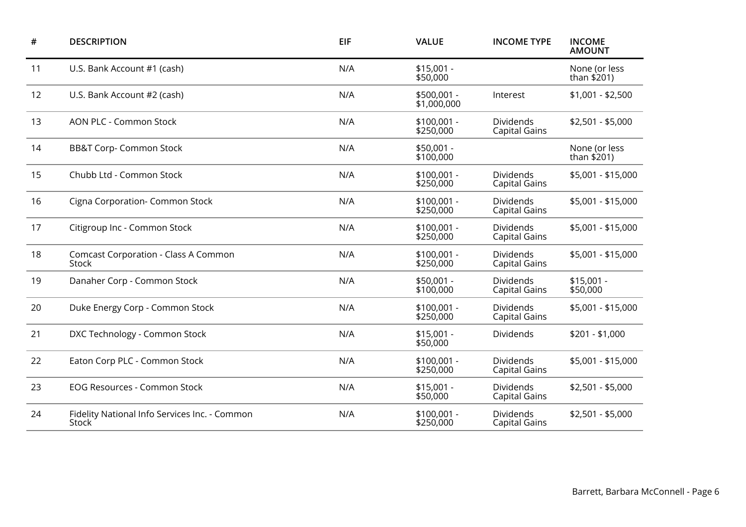| # | DESCRIPTION | EIF | VALUE | INCOME TYPE | INCOME AMOUNT |
| --- | --- | --- | --- | --- | --- |
| 11 | U.S. Bank Account #1 (cash) | N/A | $15,001 - $50,000 | | None (or less than $201) |
| 12 | U.S. Bank Account #2 (cash) | N/A | $500,001 - $1,000,000 | Interest | $1,001 - $2,500 |
| 13 | AON PLC - Common Stock | N/A | $100,001 - $250,000 | Dividends Capital Gains | $2,501 - $5,000 |
| 14 | BB&T Corp- Common Stock | N/A | $50,001 - $100,000 | | None (or less than $201) |
| 15 | Chubb Ltd - Common Stock | N/A | $100,001 - $250,000 | Dividends Capital Gains | $5,001 - $15,000 |
| 16 | Cigna Corporation- Common Stock | N/A | $100,001 - $250,000 | Dividends Capital Gains | $5,001 - $15,000 |
| 17 | Citigroup Inc - Common Stock | N/A | $100,001 - $250,000 | Dividends Capital Gains | $5,001 - $15,000 |
| 18 | Comcast Corporation - Class A Common Stock | N/A | $100,001 - $250,000 | Dividends Capital Gains | $5,001 - $15,000 |
| 19 | Danaher Corp - Common Stock | N/A | $50,001 - $100,000 | Dividends Capital Gains | $15,001 - $50,000 |
| 20 | Duke Energy Corp - Common Stock | N/A | $100,001 - $250,000 | Dividends Capital Gains | $5,001 - $15,000 |
| 21 | DXC Technology - Common Stock | N/A | $15,001 - $50,000 | Dividends | $201 - $1,000 |
| 22 | Eaton Corp PLC - Common Stock | N/A | $100,001 - $250,000 | Dividends Capital Gains | $5,001 - $15,000 |
| 23 | EOG Resources - Common Stock | N/A | $15,001 - $50,000 | Dividends Capital Gains | $2,501 - $5,000 |
| 24 | Fidelity National Info Services Inc. - Common Stock | N/A | $100,001 - $250,000 | Dividends Capital Gains | $2,501 - $5,000 |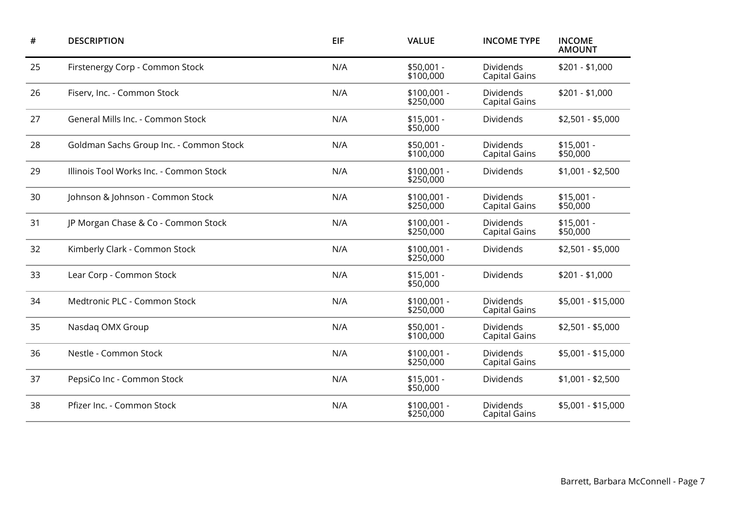| # | DESCRIPTION | EIF | VALUE | INCOME TYPE | INCOME AMOUNT |
|---|---|---|---|---|---|
| 25 | Firstenergy Corp - Common Stock | N/A | $50,001 - $100,000 | Dividends Capital Gains | $201 - $1,000 |
| 26 | Fiserv, Inc. - Common Stock | N/A | $100,001 - $250,000 | Dividends Capital Gains | $201 - $1,000 |
| 27 | General Mills Inc. - Common Stock | N/A | $15,001 - $50,000 | Dividends | $2,501 - $5,000 |
| 28 | Goldman Sachs Group Inc. - Common Stock | N/A | $50,001 - $100,000 | Dividends Capital Gains | $15,001 - $50,000 |
| 29 | Illinois Tool Works Inc. - Common Stock | N/A | $100,001 - $250,000 | Dividends | $1,001 - $2,500 |
| 30 | Johnson & Johnson - Common Stock | N/A | $100,001 - $250,000 | Dividends Capital Gains | $15,001 - $50,000 |
| 31 | JP Morgan Chase & Co - Common Stock | N/A | $100,001 - $250,000 | Dividends Capital Gains | $15,001 - $50,000 |
| 32 | Kimberly Clark - Common Stock | N/A | $100,001 - $250,000 | Dividends | $2,501 - $5,000 |
| 33 | Lear Corp - Common Stock | N/A | $15,001 - $50,000 | Dividends | $201 - $1,000 |
| 34 | Medtronic PLC - Common Stock | N/A | $100,001 - $250,000 | Dividends Capital Gains | $5,001 - $15,000 |
| 35 | Nasdaq OMX Group | N/A | $50,001 - $100,000 | Dividends Capital Gains | $2,501 - $5,000 |
| 36 | Nestle - Common Stock | N/A | $100,001 - $250,000 | Dividends Capital Gains | $5,001 - $15,000 |
| 37 | PepsiCo Inc - Common Stock | N/A | $15,001 - $50,000 | Dividends | $1,001 - $2,500 |
| 38 | Pfizer Inc. - Common Stock | N/A | $100,001 - $250,000 | Dividends Capital Gains | $5,001 - $15,000 |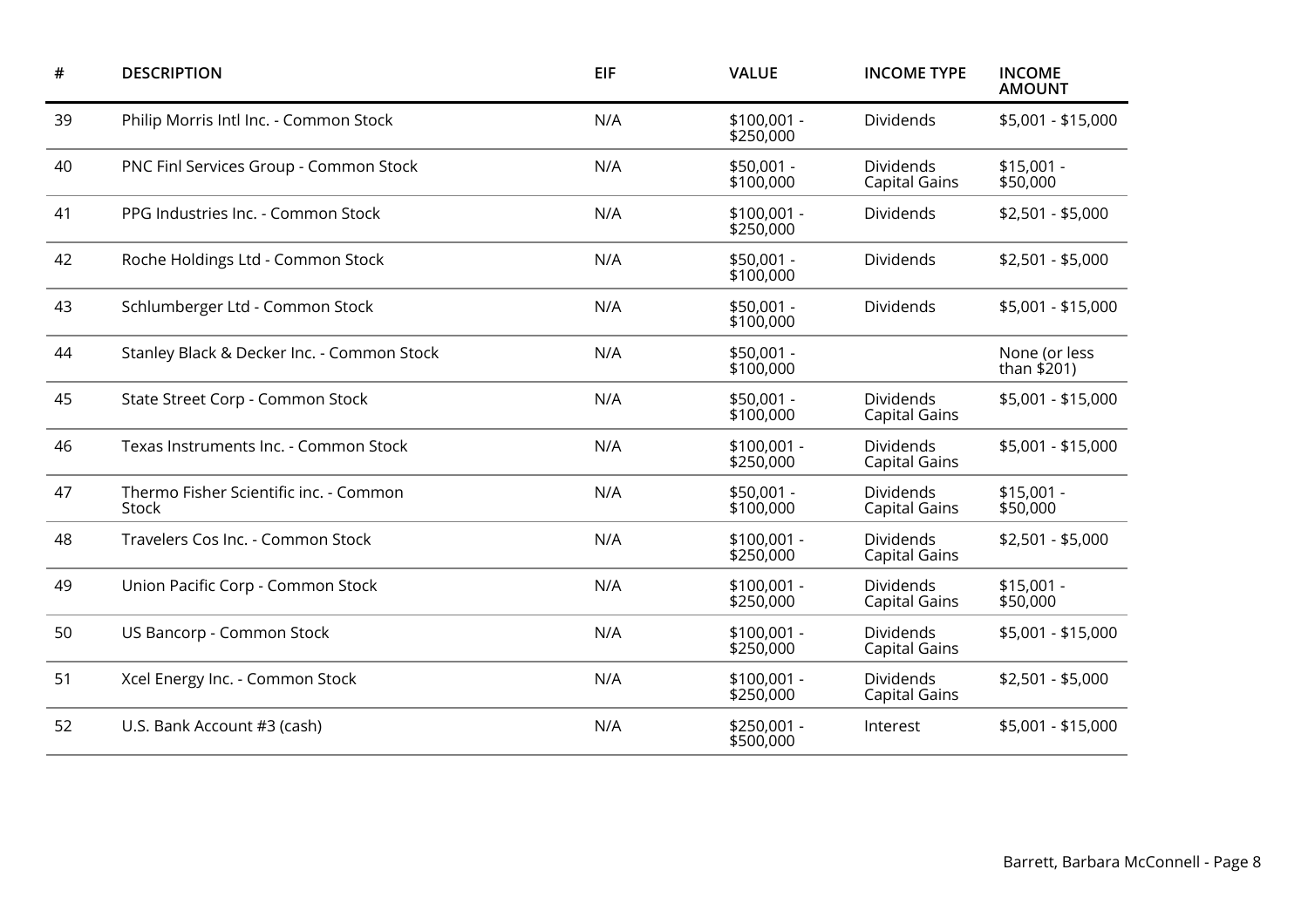| # | DESCRIPTION | EIF | VALUE | INCOME TYPE | INCOME AMOUNT |
|---|---|---|---|---|---|
| 39 | Philip Morris Intl Inc. - Common Stock | N/A | $100,001 - $250,000 | Dividends | $5,001 - $15,000 |
| 40 | PNC Finl Services Group - Common Stock | N/A | $50,001 - $100,000 | Dividends Capital Gains | $15,001 - $50,000 |
| 41 | PPG Industries Inc. - Common Stock | N/A | $100,001 - $250,000 | Dividends | $2,501 - $5,000 |
| 42 | Roche Holdings Ltd - Common Stock | N/A | $50,001 - $100,000 | Dividends | $2,501 - $5,000 |
| 43 | Schlumberger Ltd - Common Stock | N/A | $50,001 - $100,000 | Dividends | $5,001 - $15,000 |
| 44 | Stanley Black & Decker Inc. - Common Stock | N/A | $50,001 - $100,000 | | None (or less than $201) |
| 45 | State Street Corp - Common Stock | N/A | $50,001 - $100,000 | Dividends Capital Gains | $5,001 - $15,000 |
| 46 | Texas Instruments Inc. - Common Stock | N/A | $100,001 - $250,000 | Dividends Capital Gains | $5,001 - $15,000 |
| 47 | Thermo Fisher Scientific inc. - Common Stock | N/A | $50,001 - $100,000 | Dividends Capital Gains | $15,001 - $50,000 |
| 48 | Travelers Cos Inc. - Common Stock | N/A | $100,001 - $250,000 | Dividends Capital Gains | $2,501 - $5,000 |
| 49 | Union Pacific Corp - Common Stock | N/A | $100,001 - $250,000 | Dividends Capital Gains | $15,001 - $50,000 |
| 50 | US Bancorp - Common Stock | N/A | $100,001 - $250,000 | Dividends Capital Gains | $5,001 - $15,000 |
| 51 | Xcel Energy Inc. - Common Stock | N/A | $100,001 - $250,000 | Dividends Capital Gains | $2,501 - $5,000 |
| 52 | U.S. Bank Account #3 (cash) | N/A | $250,001 - $500,000 | Interest | $5,001 - $15,000 |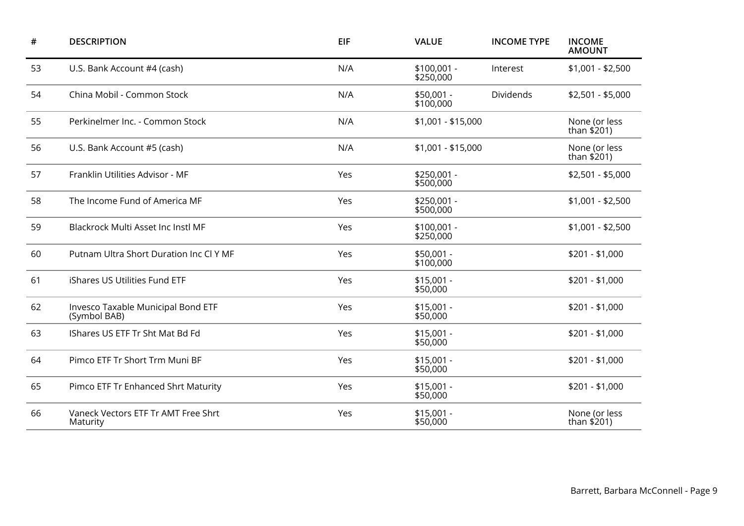| # | DESCRIPTION | EIF | VALUE | INCOME TYPE | INCOME AMOUNT |
|---|---|---|---|---|---|
| 53 | U.S. Bank Account #4 (cash) | N/A | $100,001 - $250,000 | Interest | $1,001 - $2,500 |
| 54 | China Mobil - Common Stock | N/A | $50,001 - $100,000 | Dividends | $2,501 - $5,000 |
| 55 | Perkinelmer Inc. - Common Stock | N/A | $1,001 - $15,000 | | None (or less than $201) |
| 56 | U.S. Bank Account #5 (cash) | N/A | $1,001 - $15,000 | | None (or less than $201) |
| 57 | Franklin Utilities Advisor - MF | Yes | $250,001 - $500,000 | | $2,501 - $5,000 |
| 58 | The Income Fund of America MF | Yes | $250,001 - $500,000 | | $1,001 - $2,500 |
| 59 | Blackrock Multi Asset Inc Instl MF | Yes | $100,001 - $250,000 | | $1,001 - $2,500 |
| 60 | Putnam Ultra Short Duration Inc Cl Y MF | Yes | $50,001 - $100,000 | | $201 - $1,000 |
| 61 | iShares US Utilities Fund ETF | Yes | $15,001 - $50,000 | | $201 - $1,000 |
| 62 | Invesco Taxable Municipal Bond ETF (Symbol BAB) | Yes | $15,001 - $50,000 | | $201 - $1,000 |
| 63 | IShares US ETF Tr Sht Mat Bd Fd | Yes | $15,001 - $50,000 | | $201 - $1,000 |
| 64 | Pimco ETF Tr Short Trm Muni BF | Yes | $15,001 - $50,000 | | $201 - $1,000 |
| 65 | Pimco ETF Tr Enhanced Shrt Maturity | Yes | $15,001 - $50,000 | | $201 - $1,000 |
| 66 | Vaneck Vectors ETF Tr AMT Free Shrt Maturity | Yes | $15,001 - $50,000 | | None (or less than $201) |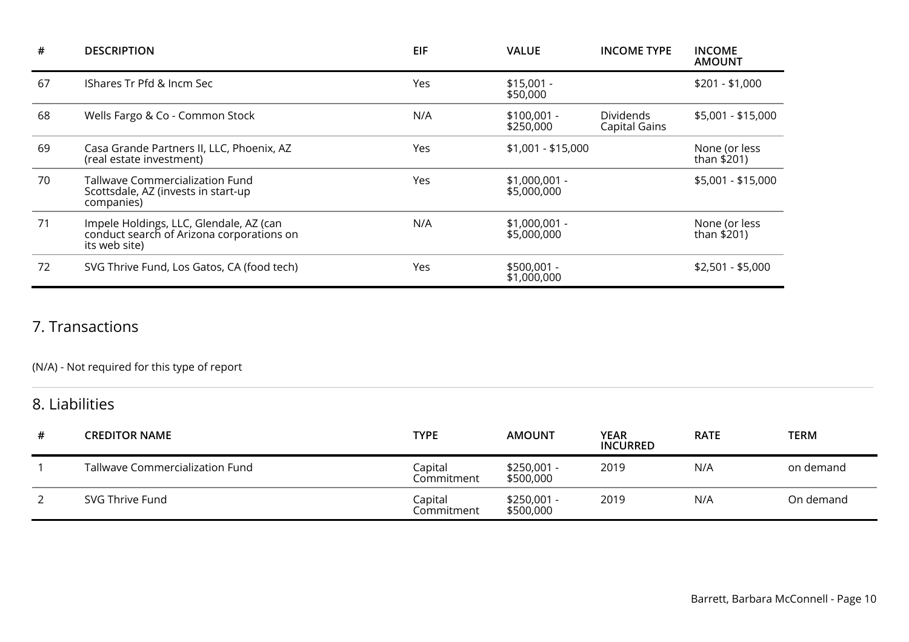| # | DESCRIPTION | EIF | VALUE | INCOME TYPE | INCOME AMOUNT |
| --- | --- | --- | --- | --- | --- |
| 67 | IShares Tr Pfd & Incm Sec | Yes | $15,001 - $50,000 | | $201 - $1,000 |
| 68 | Wells Fargo & Co - Common Stock | N/A | $100,001 - $250,000 | Dividends Capital Gains | $5,001 - $15,000 |
| 69 | Casa Grande Partners II, LLC, Phoenix, AZ (real estate investment) | Yes | $1,001 - $15,000 | | None (or less than $201) |
| 70 | Tallwave Commercialization Fund Scottsdale, AZ (invests in start-up companies) | Yes | $1,000,001 - $5,000,000 | | $5,001 - $15,000 |
| 71 | Impele Holdings, LLC, Glendale, AZ (can conduct search of Arizona corporations on its web site) | N/A | $1,000,001 - $5,000,000 | | None (or less than $201) |
| 72 | SVG Thrive Fund, Los Gatos, CA (food tech) | Yes | $500,001 - $1,000,000 | | $2,501 - $5,000 |

## 7. Transactions

(N/A) - Not required for this type of report

## 8. Liabilities

| # | CREDITOR NAME | TYPE | AMOUNT | YEAR INCURRED | RATE | TERM |
| --- | --- | --- | --- | --- | --- | --- |
| 1 | Tallwave Commercialization Fund | Capital Commitment | $250,001 - $500,000 | 2019 | N/A | on demand |
| 2 | SVG Thrive Fund | Capital Commitment | $250,001 - $500,000 | 2019 | N/A | On demand |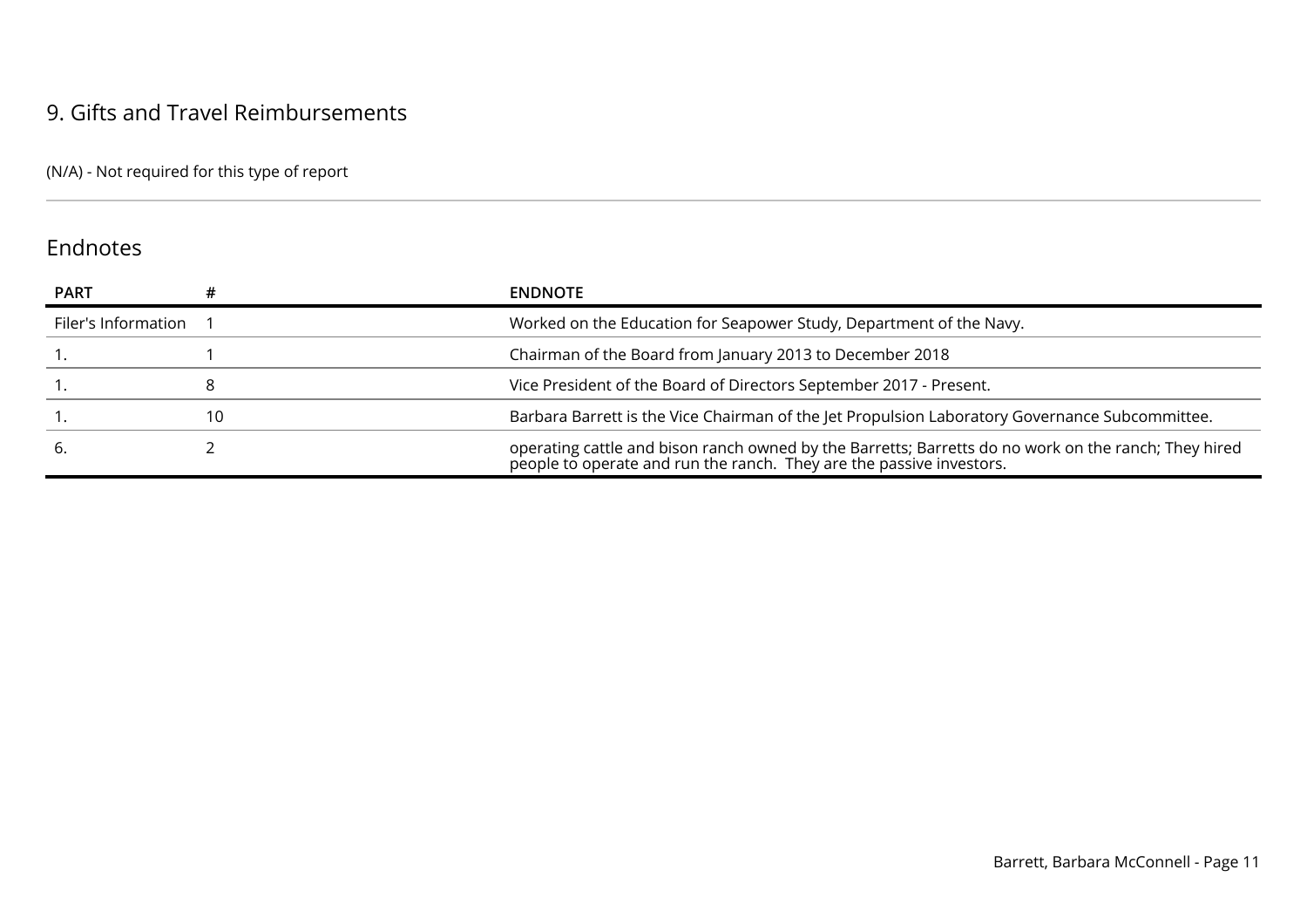## 9. Gifts and Travel Reimbursements

(N/A) - Not required for this type of report

## Endnotes

| PART | # | ENDNOTE |
|---|---|---|
| Filer's Information | 1 | Worked on the Education for Seapower Study, Department of the Navy. |
| 1. | 1 | Chairman of the Board from January 2013 to December 2018 |
| 1. | 8 | Vice President of the Board of Directors September 2017 - Present. |
| 1. | 10 | Barbara Barrett is the Vice Chairman of the Jet Propulsion Laboratory Governance Subcommittee. |
| 6. | 2 | operating cattle and bison ranch owned by the Barretts; Barretts do no work on the ranch; They hired people to operate and run the ranch. They are the passive investors. |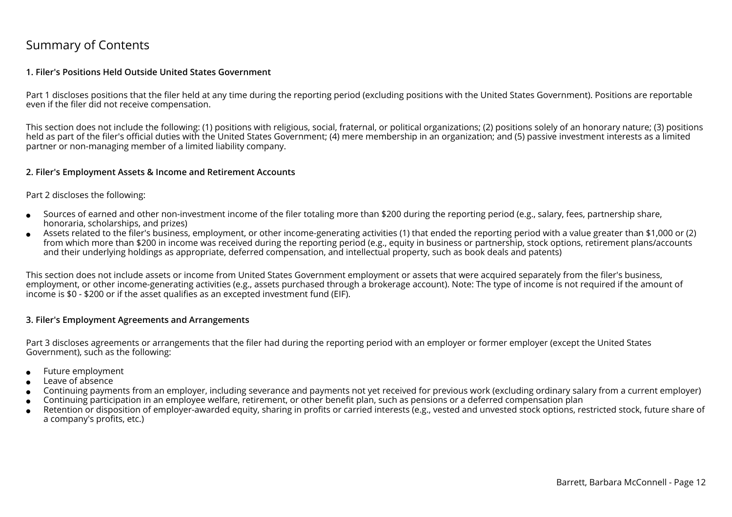# Summary of Contents

### 1. Filer's Positions Held Outside United States Government

Part 1 discloses positions that the filer held at any time during the reporting period (excluding positions with the United States Government). Positions are reportable even if the filer did not receive compensation.

This section does not include the following: (1) positions with religious, social, fraternal, or political organizations; (2) positions solely of an honorary nature; (3) positions held as part of the filer's official duties with the United States Government; (4) mere membership in an organization; and (5) passive investment interests as a limited partner or non-managing member of a limited liability company.

### 2. Filer's Employment Assets & Income and Retirement Accounts

Part 2 discloses the following:

- Sources of earned and other non-investment income of the filer totaling more than $200 during the reporting period (e.g., salary, fees, partnership share, honoraria, scholarships, and prizes)
- Assets related to the filer's business, employment, or other income-generating activities (1) that ended the reporting period with a value greater than $1,000 or (2) from which more than $200 in income was received during the reporting period (e.g., equity in business or partnership, stock options, retirement plans/accounts and their underlying holdings as appropriate, deferred compensation, and intellectual property, such as book deals and patents)

This section does not include assets or income from United States Government employment or assets that were acquired separately from the filer's business, employment, or other income-generating activities (e.g., assets purchased through a brokerage account). Note: The type of income is not required if the amount of income is $0 - $200 or if the asset qualifies as an excepted investment fund (EIF).

### 3. Filer's Employment Agreements and Arrangements

Part 3 discloses agreements or arrangements that the filer had during the reporting period with an employer or former employer (except the United States Government), such as the following:

- Future employment
- Leave of absence
- Continuing payments from an employer, including severance and payments not yet received for previous work (excluding ordinary salary from a current employer)
- Continuing participation in an employee welfare, retirement, or other benefit plan, such as pensions or a deferred compensation plan
- Retention or disposition of employer-awarded equity, sharing in profits or carried interests (e.g., vested and unvested stock options, restricted stock, future share of a company's profits, etc.)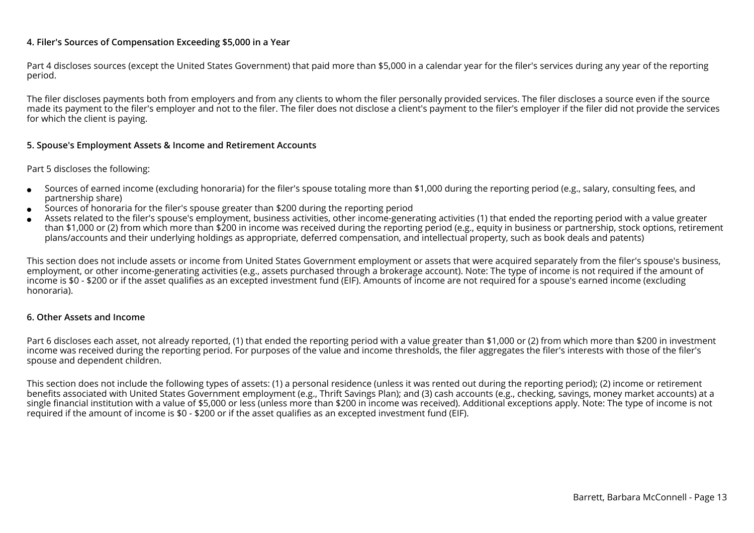### 4. Filer's Sources of Compensation Exceeding $5,000 in a Year

Part 4 discloses sources (except the United States Government) that paid more than $5,000 in a calendar year for the filer's services during any year of the reporting period.

The filer discloses payments both from employers and from any clients to whom the filer personally provided services. The filer discloses a source even if the source made its payment to the filer's employer and not to the filer. The filer does not disclose a client's payment to the filer's employer if the filer did not provide the services for which the client is paying.

### 5. Spouse's Employment Assets & Income and Retirement Accounts

Part 5 discloses the following:

- Sources of earned income (excluding honoraria) for the filer's spouse totaling more than $1,000 during the reporting period (e.g., salary, consulting fees, and partnership share)
- Sources of honoraria for the filer's spouse greater than $200 during the reporting period
- Assets related to the filer's spouse's employment, business activities, other income-generating activities (1) that ended the reporting period with a value greater than $1,000 or (2) from which more than $200 in income was received during the reporting period (e.g., equity in business or partnership, stock options, retirement plans/accounts and their underlying holdings as appropriate, deferred compensation, and intellectual property, such as book deals and patents)

This section does not include assets or income from United States Government employment or assets that were acquired separately from the filer's spouse's business, employment, or other income-generating activities (e.g., assets purchased through a brokerage account). Note: The type of income is not required if the amount of income is $0 - $200 or if the asset qualifies as an excepted investment fund (EIF). Amounts of income are not required for a spouse's earned income (excluding honoraria).

### 6. Other Assets and Income

Part 6 discloses each asset, not already reported, (1) that ended the reporting period with a value greater than $1,000 or (2) from which more than $200 in investment income was received during the reporting period. For purposes of the value and income thresholds, the filer aggregates the filer's interests with those of the filer's spouse and dependent children.

This section does not include the following types of assets: (1) a personal residence (unless it was rented out during the reporting period); (2) income or retirement benefits associated with United States Government employment (e.g., Thrift Savings Plan); and (3) cash accounts (e.g., checking, savings, money market accounts) at a single financial institution with a value of $5,000 or less (unless more than $200 in income was received). Additional exceptions apply. Note: The type of income is not required if the amount of income is $0 - $200 or if the asset qualifies as an excepted investment fund (EIF).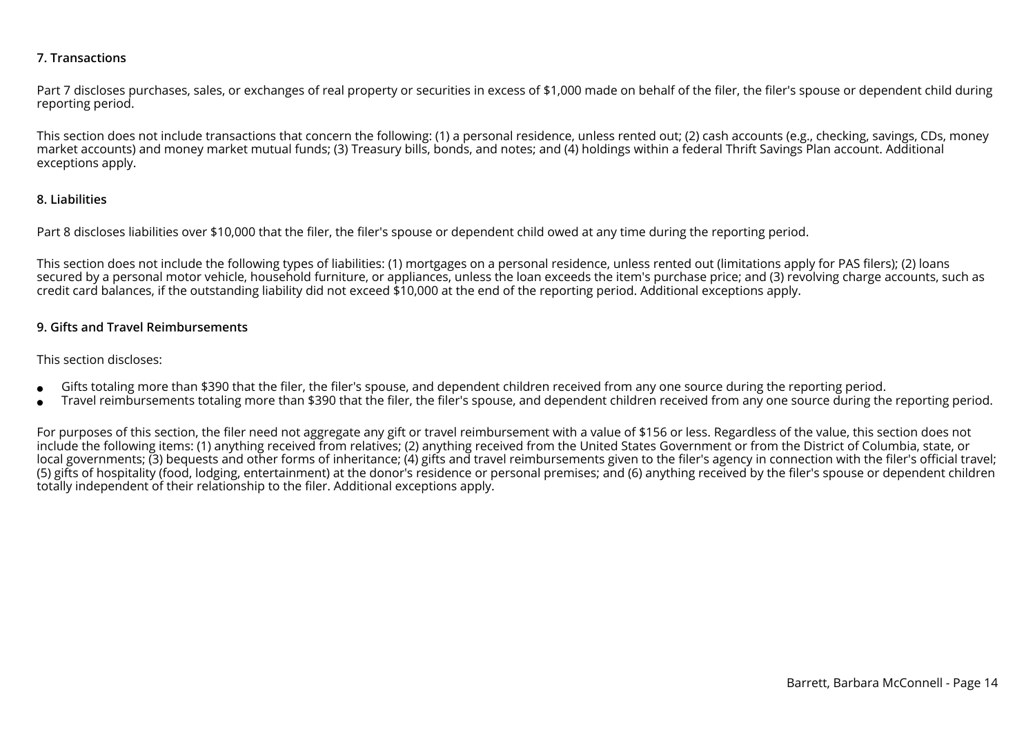### 7. Transactions

Part 7 discloses purchases, sales, or exchanges of real property or securities in excess of $1,000 made on behalf of the filer, the filer's spouse or dependent child during reporting period.

This section does not include transactions that concern the following: (1) a personal residence, unless rented out; (2) cash accounts (e.g., checking, savings, CDs, money market accounts) and money market mutual funds; (3) Treasury bills, bonds, and notes; and (4) holdings within a federal Thrift Savings Plan account. Additional exceptions apply.

### 8. Liabilities

Part 8 discloses liabilities over $10,000 that the filer, the filer's spouse or dependent child owed at any time during the reporting period.

This section does not include the following types of liabilities: (1) mortgages on a personal residence, unless rented out (limitations apply for PAS filers); (2) loans secured by a personal motor vehicle, household furniture, or appliances, unless the loan exceeds the item's purchase price; and (3) revolving charge accounts, such as credit card balances, if the outstanding liability did not exceed $10,000 at the end of the reporting period. Additional exceptions apply.

### 9. Gifts and Travel Reimbursements

This section discloses:

- Gifts totaling more than $390 that the filer, the filer's spouse, and dependent children received from any one source during the reporting period.
- Travel reimbursements totaling more than $390 that the filer, the filer's spouse, and dependent children received from any one source during the reporting period.

For purposes of this section, the filer need not aggregate any gift or travel reimbursement with a value of $156 or less. Regardless of the value, this section does not include the following items: (1) anything received from relatives; (2) anything received from the United States Government or from the District of Columbia, state, or local governments; (3) bequests and other forms of inheritance; (4) gifts and travel reimbursements given to the filer's agency in connection with the filer's official travel; (5) gifts of hospitality (food, lodging, entertainment) at the donor's residence or personal premises; and (6) anything received by the filer's spouse or dependent children totally independent of their relationship to the filer. Additional exceptions apply.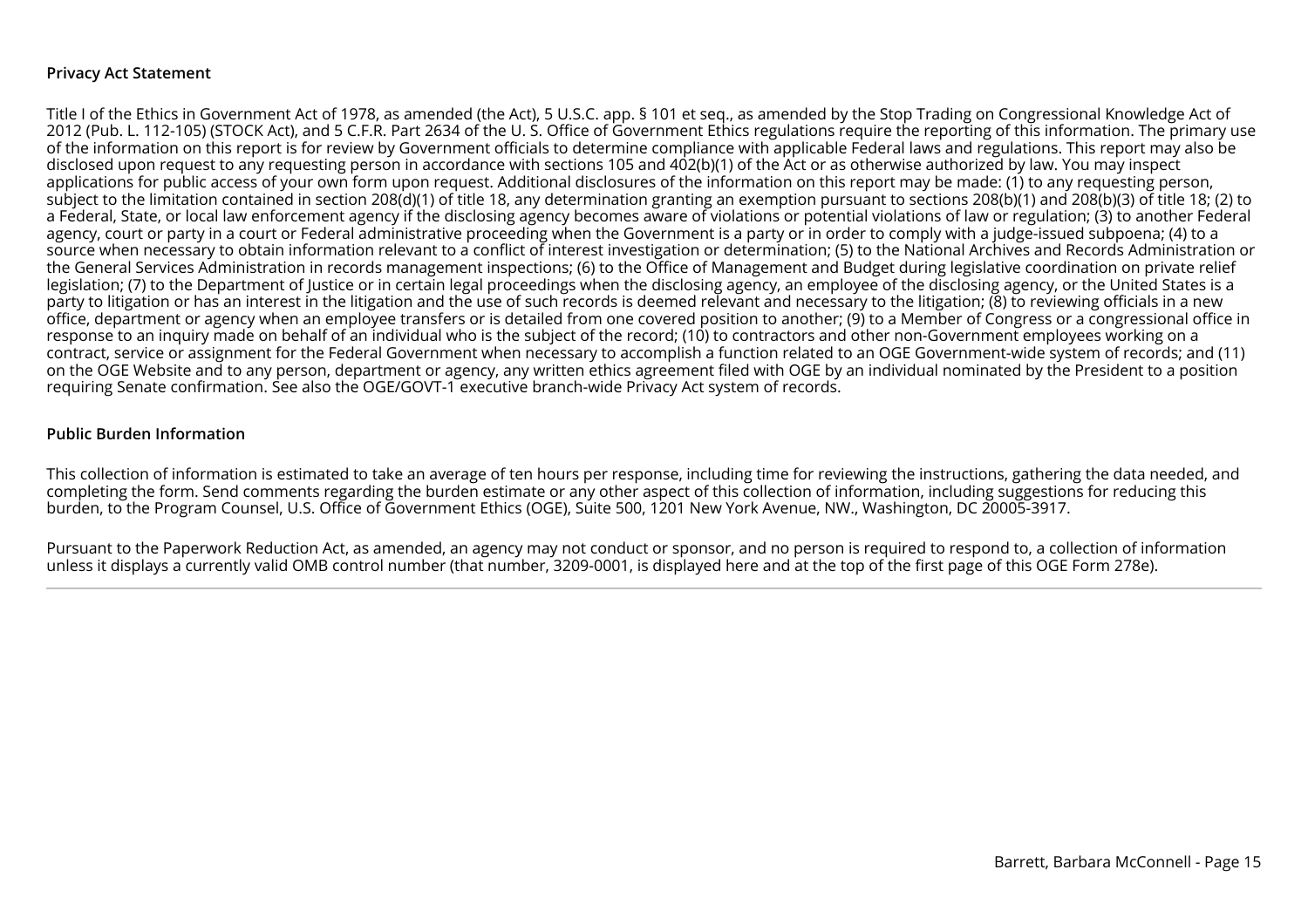**Privacy Act Statement**

Title I of the Ethics in Government Act of 1978, as amended (the Act), 5 U.S.C. app. § 101 et seq., as amended by the Stop Trading on Congressional Knowledge Act of 2012 (Pub. L. 112-105) (STOCK Act), and 5 C.F.R. Part 2634 of the U. S. Office of Government Ethics regulations require the reporting of this information. The primary use of the information on this report is for review by Government officials to determine compliance with applicable Federal laws and regulations. This report may also be disclosed upon request to any requesting person in accordance with sections 105 and 402(b)(1) of the Act or as otherwise authorized by law. You may inspect applications for public access of your own form upon request. Additional disclosures of the information on this report may be made: (1) to any requesting person, subject to the limitation contained in section 208(d)(1) of title 18, any determination granting an exemption pursuant to sections 208(b)(1) and 208(b)(3) of title 18; (2) to a Federal, State, or local law enforcement agency if the disclosing agency becomes aware of violations or potential violations of law or regulation; (3) to another Federal agency, court or party in a court or Federal administrative proceeding when the Government is a party or in order to comply with a judge-issued subpoena; (4) to a source when necessary to obtain information relevant to a conflict of interest investigation or determination; (5) to the National Archives and Records Administration or the General Services Administration in records management inspections; (6) to the Office of Management and Budget during legislative coordination on private relief legislation; (7) to the Department of Justice or in certain legal proceedings when the disclosing agency, an employee of the disclosing agency, or the United States is a party to litigation or has an interest in the litigation and the use of such records is deemed relevant and necessary to the litigation; (8) to reviewing officials in a new office, department or agency when an employee transfers or is detailed from one covered position to another; (9) to a Member of Congress or a congressional office in response to an inquiry made on behalf of an individual who is the subject of the record; (10) to contractors and other non-Government employees working on a contract, service or assignment for the Federal Government when necessary to accomplish a function related to an OGE Government-wide system of records; and (11) on the OGE Website and to any person, department or agency, any written ethics agreement filed with OGE by an individual nominated by the President to a position requiring Senate confirmation. See also the OGE/GOVT-1 executive branch-wide Privacy Act system of records.

**Public Burden Information**

This collection of information is estimated to take an average of ten hours per response, including time for reviewing the instructions, gathering the data needed, and completing the form. Send comments regarding the burden estimate or any other aspect of this collection of information, including suggestions for reducing this burden, to the Program Counsel, U.S. Office of Government Ethics (OGE), Suite 500, 1201 New York Avenue, NW., Washington, DC 20005-3917.

Pursuant to the Paperwork Reduction Act, as amended, an agency may not conduct or sponsor, and no person is required to respond to, a collection of information unless it displays a currently valid OMB control number (that number, 3209-0001, is displayed here and at the top of the first page of this OGE Form 278e).